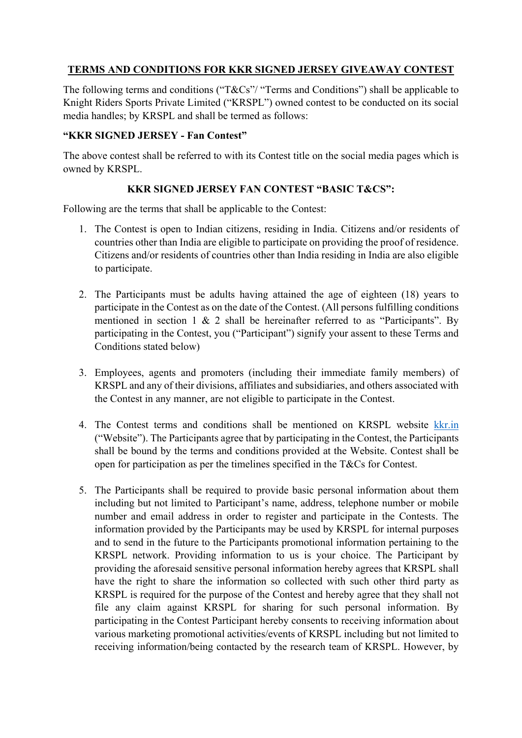# TERMS AND CONDITIONS FOR KKR SIGNED JERSEY GIVEAWAY CONTEST

The following terms and conditions ("T&Cs"/ "Terms and Conditions") shall be applicable to Knight Riders Sports Private Limited ("KRSPL") owned contest to be conducted on its social media handles; by KRSPL and shall be termed as follows:

**"KKR SIGNED JERSEY - Fan Contest"**

The above contest shall be referred to with its Contest title on the social media pages which is owned by KRSPL.

## KKR SIGNED JERSEY FAN CONTEST "BASIC T&CS":

Following are the terms that shall be applicable to the Contest:

1. The Contest is open to Indian citizens, residing in India. Citizens and/or residents of countries other than India are eligible to participate on providing the proof of residence. Citizens and/or residents of countries other than India residing in India are also eligible to participate.

2. The Participants must be adults having attained the age of eighteen (18) years to participate in the Contest as on the date of the Contest. (All persons fulfilling conditions mentioned in section 1 & 2 shall be hereinafter referred to as "Participants". By participating in the Contest, you ("Participant") signify your assent to these Terms and Conditions stated below)

3. Employees, agents and promoters (including their immediate family members) of KRSPL and any of their divisions, affiliates and subsidiaries, and others associated with the Contest in any manner, are not eligible to participate in the Contest.

4. The Contest terms and conditions shall be mentioned on KRSPL website kkr.in ("Website"). The Participants agree that by participating in the Contest, the Participants shall be bound by the terms and conditions provided at the Website. Contest shall be open for participation as per the timelines specified in the T&Cs for Contest.

5. The Participants shall be required to provide basic personal information about them including but not limited to Participant's name, address, telephone number or mobile number and email address in order to register and participate in the Contests. The information provided by the Participants may be used by KRSPL for internal purposes and to send in the future to the Participants promotional information pertaining to the KRSPL network. Providing information to us is your choice. The Participant by providing the aforesaid sensitive personal information hereby agrees that KRSPL shall have the right to share the information so collected with such other third party as KRSPL is required for the purpose of the Contest and hereby agree that they shall not file any claim against KRSPL for sharing for such personal information. By participating in the Contest Participant hereby consents to receiving information about various marketing promotional activities/events of KRSPL including but not limited to receiving information/being contacted by the research team of KRSPL. However, by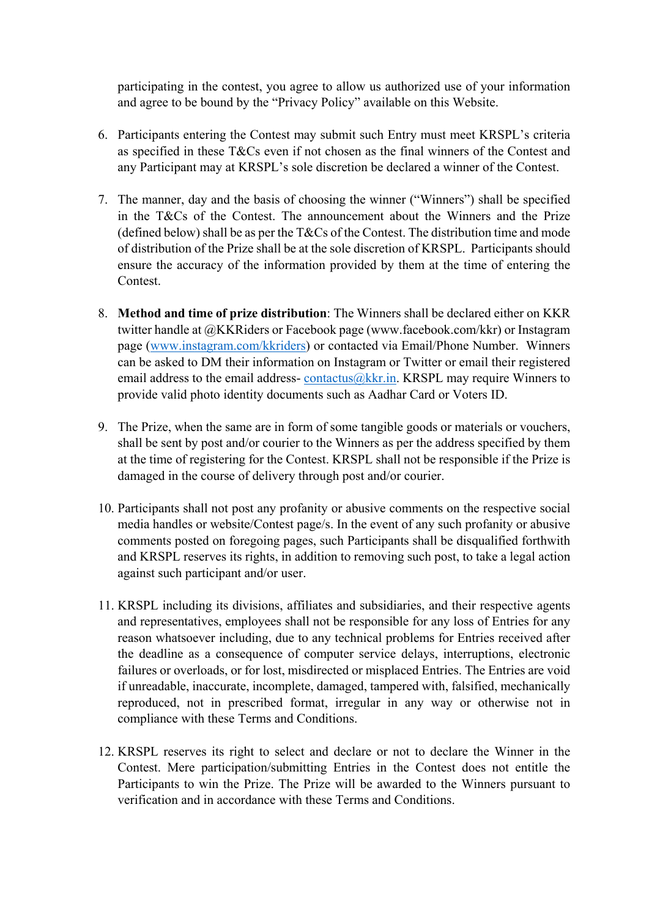participating in the contest, you agree to allow us authorized use of your information and agree to be bound by the "Privacy Policy" available on this Website.

6. Participants entering the Contest may submit such Entry must meet KRSPL's criteria as specified in these T&Cs even if not chosen as the final winners of the Contest and any Participant may at KRSPL's sole discretion be declared a winner of the Contest.

7. The manner, day and the basis of choosing the winner ("Winners") shall be specified in the T&Cs of the Contest. The announcement about the Winners and the Prize (defined below) shall be as per the T&Cs of the Contest. The distribution time and mode of distribution of the Prize shall be at the sole discretion of KRSPL. Participants should ensure the accuracy of the information provided by them at the time of entering the Contest.

8. **Method and time of prize distribution**: The Winners shall be declared either on KKR twitter handle at @KKRiders or Facebook page (www.facebook.com/kkr) or Instagram page (www.instagram.com/kkriders) or contacted via Email/Phone Number. Winners can be asked to DM their information on Instagram or Twitter or email their registered email address to the email address- contactus@kkr.in. KRSPL may require Winners to provide valid photo identity documents such as Aadhar Card or Voters ID.

9. The Prize, when the same are in form of some tangible goods or materials or vouchers, shall be sent by post and/or courier to the Winners as per the address specified by them at the time of registering for the Contest. KRSPL shall not be responsible if the Prize is damaged in the course of delivery through post and/or courier.

10. Participants shall not post any profanity or abusive comments on the respective social media handles or website/Contest page/s. In the event of any such profanity or abusive comments posted on foregoing pages, such Participants shall be disqualified forthwith and KRSPL reserves its rights, in addition to removing such post, to take a legal action against such participant and/or user.

11. KRSPL including its divisions, affiliates and subsidiaries, and their respective agents and representatives, employees shall not be responsible for any loss of Entries for any reason whatsoever including, due to any technical problems for Entries received after the deadline as a consequence of computer service delays, interruptions, electronic failures or overloads, or for lost, misdirected or misplaced Entries. The Entries are void if unreadable, inaccurate, incomplete, damaged, tampered with, falsified, mechanically reproduced, not in prescribed format, irregular in any way or otherwise not in compliance with these Terms and Conditions.

12. KRSPL reserves its right to select and declare or not to declare the Winner in the Contest. Mere participation/submitting Entries in the Contest does not entitle the Participants to win the Prize. The Prize will be awarded to the Winners pursuant to verification and in accordance with these Terms and Conditions.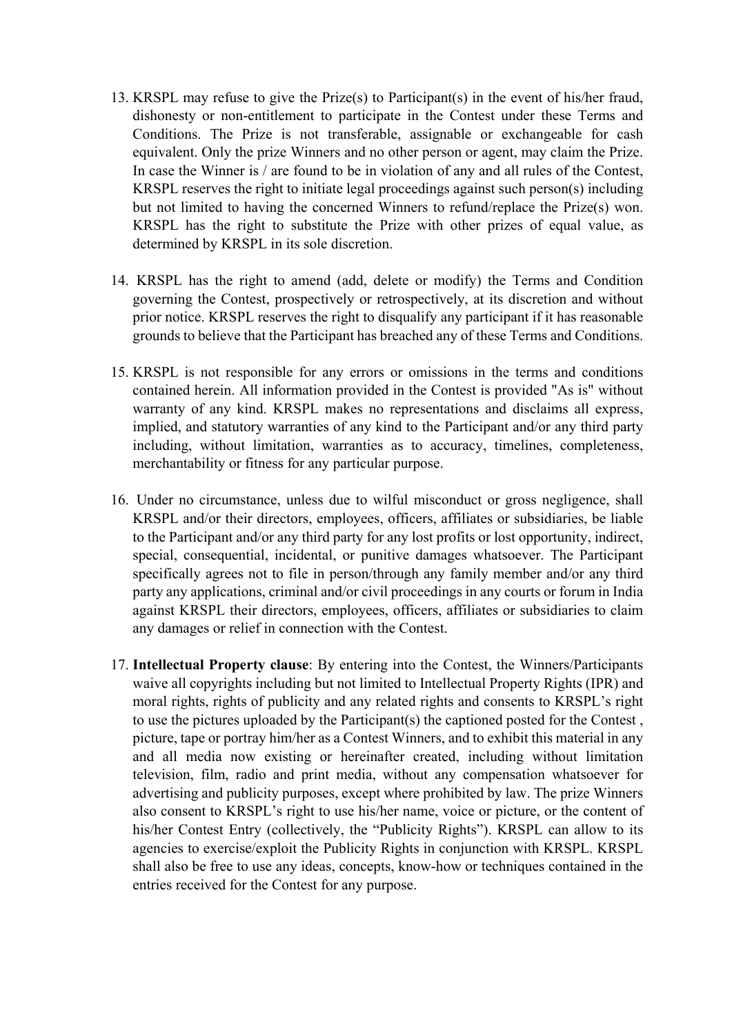13. KRSPL may refuse to give the Prize(s) to Participant(s) in the event of his/her fraud, dishonesty or non-entitlement to participate in the Contest under these Terms and Conditions. The Prize is not transferable, assignable or exchangeable for cash equivalent. Only the prize Winners and no other person or agent, may claim the Prize. In case the Winner is / are found to be in violation of any and all rules of the Contest, KRSPL reserves the right to initiate legal proceedings against such person(s) including but not limited to having the concerned Winners to refund/replace the Prize(s) won. KRSPL has the right to substitute the Prize with other prizes of equal value, as determined by KRSPL in its sole discretion.

14. KRSPL has the right to amend (add, delete or modify) the Terms and Condition governing the Contest, prospectively or retrospectively, at its discretion and without prior notice. KRSPL reserves the right to disqualify any participant if it has reasonable grounds to believe that the Participant has breached any of these Terms and Conditions.

15. KRSPL is not responsible for any errors or omissions in the terms and conditions contained herein. All information provided in the Contest is provided "As is" without warranty of any kind. KRSPL makes no representations and disclaims all express, implied, and statutory warranties of any kind to the Participant and/or any third party including, without limitation, warranties as to accuracy, timelines, completeness, merchantability or fitness for any particular purpose.

16. Under no circumstance, unless due to wilful misconduct or gross negligence, shall KRSPL and/or their directors, employees, officers, affiliates or subsidiaries, be liable to the Participant and/or any third party for any lost profits or lost opportunity, indirect, special, consequential, incidental, or punitive damages whatsoever. The Participant specifically agrees not to file in person/through any family member and/or any third party any applications, criminal and/or civil proceedings in any courts or forum in India against KRSPL their directors, employees, officers, affiliates or subsidiaries to claim any damages or relief in connection with the Contest.

17. **Intellectual Property clause**: By entering into the Contest, the Winners/Participants waive all copyrights including but not limited to Intellectual Property Rights (IPR) and moral rights, rights of publicity and any related rights and consents to KRSPL's right to use the pictures uploaded by the Participant(s) the captioned posted for the Contest , picture, tape or portray him/her as a Contest Winners, and to exhibit this material in any and all media now existing or hereinafter created, including without limitation television, film, radio and print media, without any compensation whatsoever for advertising and publicity purposes, except where prohibited by law. The prize Winners also consent to KRSPL's right to use his/her name, voice or picture, or the content of his/her Contest Entry (collectively, the "Publicity Rights"). KRSPL can allow to its agencies to exercise/exploit the Publicity Rights in conjunction with KRSPL. KRSPL shall also be free to use any ideas, concepts, know-how or techniques contained in the entries received for the Contest for any purpose.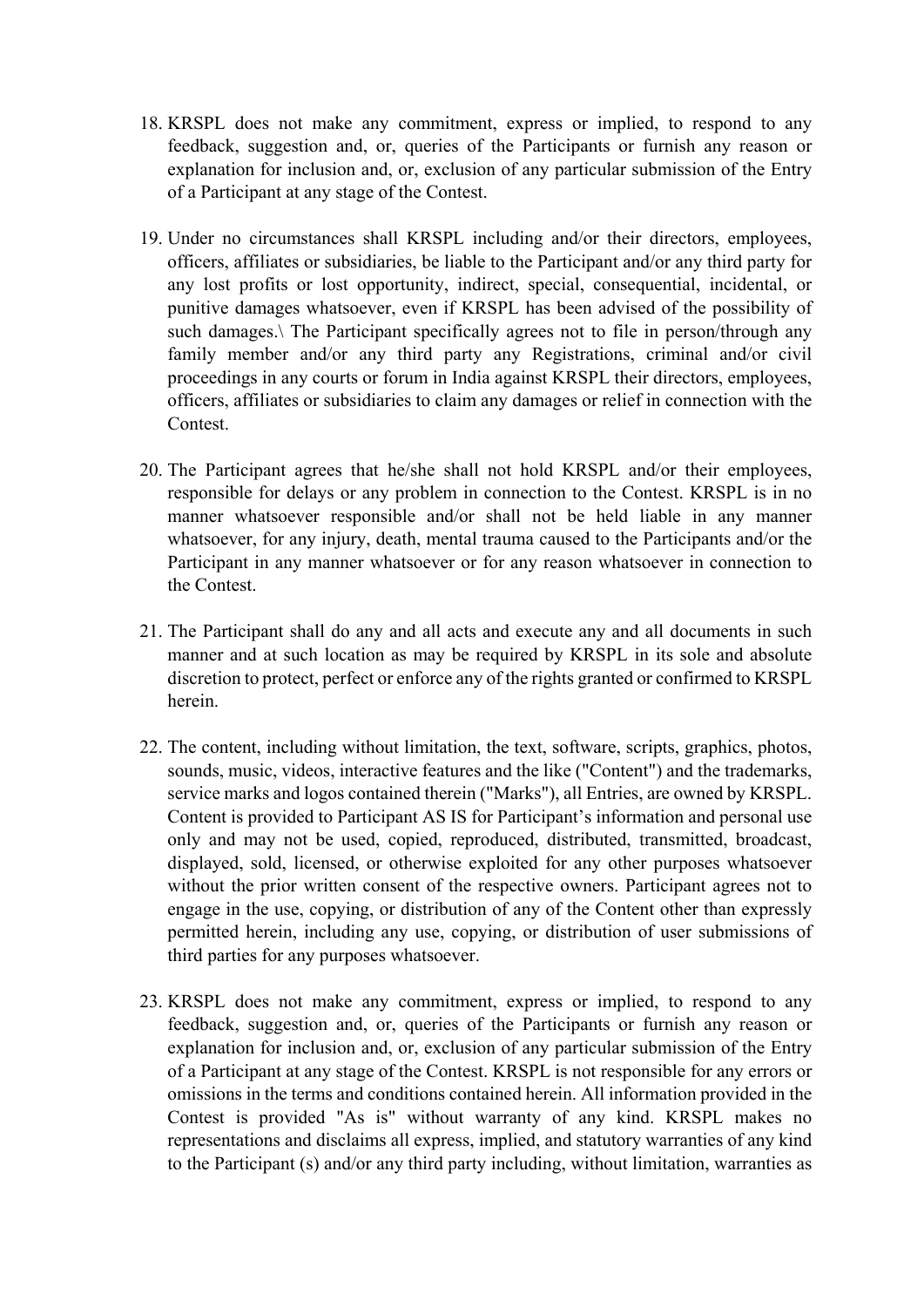18. KRSPL does not make any commitment, express or implied, to respond to any feedback, suggestion and, or, queries of the Participants or furnish any reason or explanation for inclusion and, or, exclusion of any particular submission of the Entry of a Participant at any stage of the Contest.

19. Under no circumstances shall KRSPL including and/or their directors, employees, officers, affiliates or subsidiaries, be liable to the Participant and/or any third party for any lost profits or lost opportunity, indirect, special, consequential, incidental, or punitive damages whatsoever, even if KRSPL has been advised of the possibility of such damages.\ The Participant specifically agrees not to file in person/through any family member and/or any third party any Registrations, criminal and/or civil proceedings in any courts or forum in India against KRSPL their directors, employees, officers, affiliates or subsidiaries to claim any damages or relief in connection with the Contest.

20. The Participant agrees that he/she shall not hold KRSPL and/or their employees, responsible for delays or any problem in connection to the Contest. KRSPL is in no manner whatsoever responsible and/or shall not be held liable in any manner whatsoever, for any injury, death, mental trauma caused to the Participants and/or the Participant in any manner whatsoever or for any reason whatsoever in connection to the Contest.

21. The Participant shall do any and all acts and execute any and all documents in such manner and at such location as may be required by KRSPL in its sole and absolute discretion to protect, perfect or enforce any of the rights granted or confirmed to KRSPL herein.

22. The content, including without limitation, the text, software, scripts, graphics, photos, sounds, music, videos, interactive features and the like ("Content") and the trademarks, service marks and logos contained therein ("Marks"), all Entries, are owned by KRSPL. Content is provided to Participant AS IS for Participant's information and personal use only and may not be used, copied, reproduced, distributed, transmitted, broadcast, displayed, sold, licensed, or otherwise exploited for any other purposes whatsoever without the prior written consent of the respective owners. Participant agrees not to engage in the use, copying, or distribution of any of the Content other than expressly permitted herein, including any use, copying, or distribution of user submissions of third parties for any purposes whatsoever.

23. KRSPL does not make any commitment, express or implied, to respond to any feedback, suggestion and, or, queries of the Participants or furnish any reason or explanation for inclusion and, or, exclusion of any particular submission of the Entry of a Participant at any stage of the Contest. KRSPL is not responsible for any errors or omissions in the terms and conditions contained herein. All information provided in the Contest is provided "As is" without warranty of any kind. KRSPL makes no representations and disclaims all express, implied, and statutory warranties of any kind to the Participant (s) and/or any third party including, without limitation, warranties as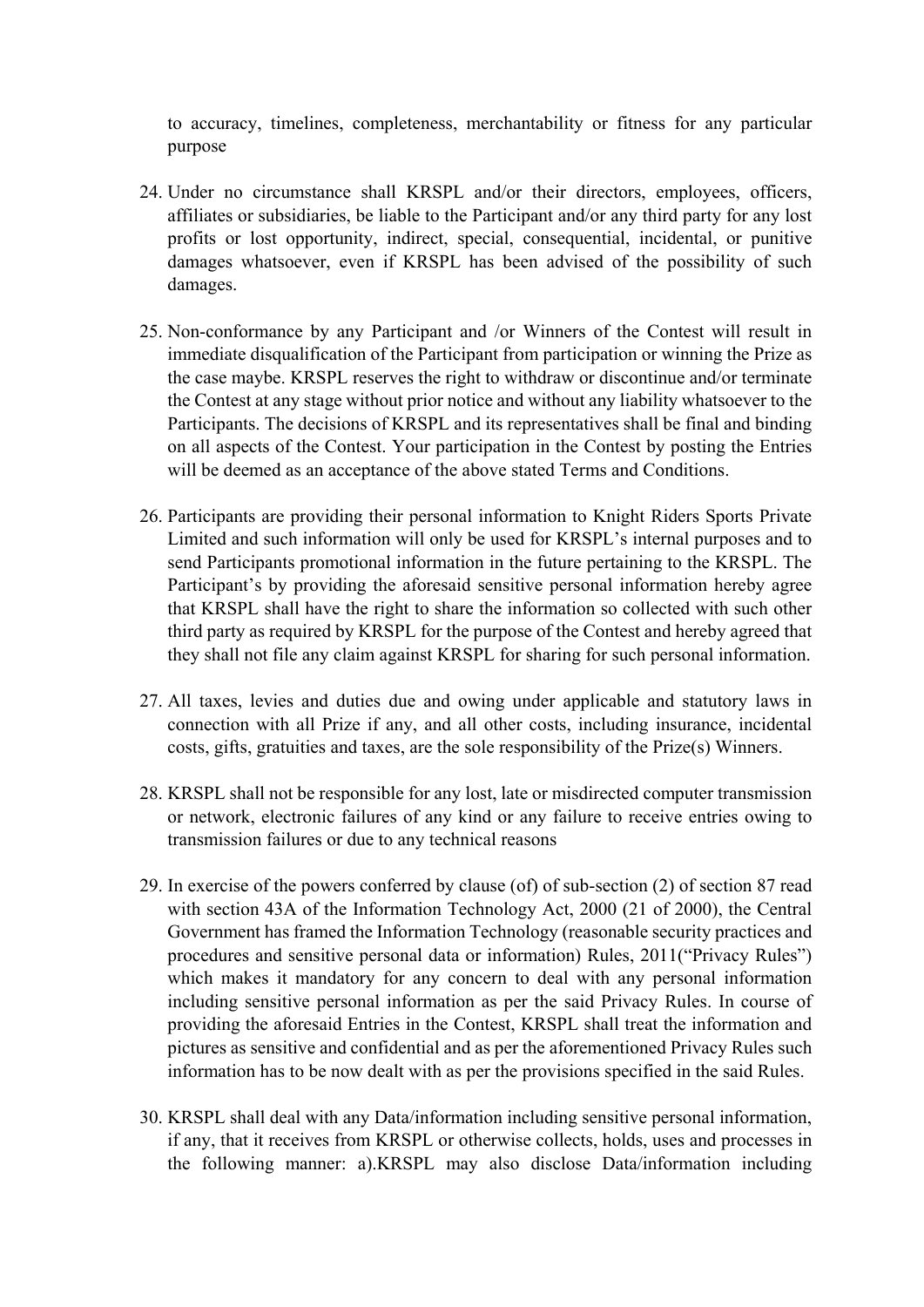to accuracy, timelines, completeness, merchantability or fitness for any particular purpose

24. Under no circumstance shall KRSPL and/or their directors, employees, officers, affiliates or subsidiaries, be liable to the Participant and/or any third party for any lost profits or lost opportunity, indirect, special, consequential, incidental, or punitive damages whatsoever, even if KRSPL has been advised of the possibility of such damages.

25. Non-conformance by any Participant and /or Winners of the Contest will result in immediate disqualification of the Participant from participation or winning the Prize as the case maybe. KRSPL reserves the right to withdraw or discontinue and/or terminate the Contest at any stage without prior notice and without any liability whatsoever to the Participants. The decisions of KRSPL and its representatives shall be final and binding on all aspects of the Contest. Your participation in the Contest by posting the Entries will be deemed as an acceptance of the above stated Terms and Conditions.

26. Participants are providing their personal information to Knight Riders Sports Private Limited and such information will only be used for KRSPL's internal purposes and to send Participants promotional information in the future pertaining to the KRSPL. The Participant's by providing the aforesaid sensitive personal information hereby agree that KRSPL shall have the right to share the information so collected with such other third party as required by KRSPL for the purpose of the Contest and hereby agreed that they shall not file any claim against KRSPL for sharing for such personal information.

27. All taxes, levies and duties due and owing under applicable and statutory laws in connection with all Prize if any, and all other costs, including insurance, incidental costs, gifts, gratuities and taxes, are the sole responsibility of the Prize(s) Winners.

28. KRSPL shall not be responsible for any lost, late or misdirected computer transmission or network, electronic failures of any kind or any failure to receive entries owing to transmission failures or due to any technical reasons

29. In exercise of the powers conferred by clause (of) of sub-section (2) of section 87 read with section 43A of the Information Technology Act, 2000 (21 of 2000), the Central Government has framed the Information Technology (reasonable security practices and procedures and sensitive personal data or information) Rules, 2011("Privacy Rules") which makes it mandatory for any concern to deal with any personal information including sensitive personal information as per the said Privacy Rules. In course of providing the aforesaid Entries in the Contest, KRSPL shall treat the information and pictures as sensitive and confidential and as per the aforementioned Privacy Rules such information has to be now dealt with as per the provisions specified in the said Rules.

30. KRSPL shall deal with any Data/information including sensitive personal information, if any, that it receives from KRSPL or otherwise collects, holds, uses and processes in the following manner: a).KRSPL may also disclose Data/information including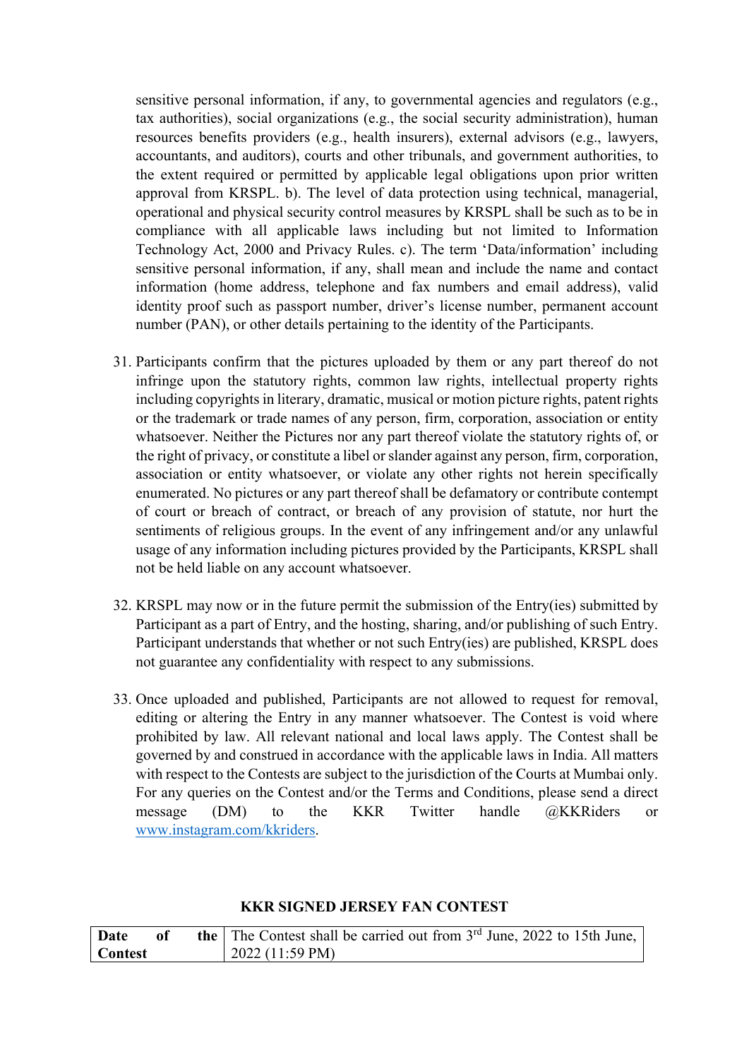sensitive personal information, if any, to governmental agencies and regulators (e.g., tax authorities), social organizations (e.g., the social security administration), human resources benefits providers (e.g., health insurers), external advisors (e.g., lawyers, accountants, and auditors), courts and other tribunals, and government authorities, to the extent required or permitted by applicable legal obligations upon prior written approval from KRSPL. b). The level of data protection using technical, managerial, operational and physical security control measures by KRSPL shall be such as to be in compliance with all applicable laws including but not limited to Information Technology Act, 2000 and Privacy Rules. c). The term 'Data/information' including sensitive personal information, if any, shall mean and include the name and contact information (home address, telephone and fax numbers and email address), valid identity proof such as passport number, driver's license number, permanent account number (PAN), or other details pertaining to the identity of the Participants.

31. Participants confirm that the pictures uploaded by them or any part thereof do not infringe upon the statutory rights, common law rights, intellectual property rights including copyrights in literary, dramatic, musical or motion picture rights, patent rights or the trademark or trade names of any person, firm, corporation, association or entity whatsoever. Neither the Pictures nor any part thereof violate the statutory rights of, or the right of privacy, or constitute a libel or slander against any person, firm, corporation, association or entity whatsoever, or violate any other rights not herein specifically enumerated. No pictures or any part thereof shall be defamatory or contribute contempt of court or breach of contract, or breach of any provision of statute, nor hurt the sentiments of religious groups. In the event of any infringement and/or any unlawful usage of any information including pictures provided by the Participants, KRSPL shall not be held liable on any account whatsoever.

32. KRSPL may now or in the future permit the submission of the Entry(ies) submitted by Participant as a part of Entry, and the hosting, sharing, and/or publishing of such Entry. Participant understands that whether or not such Entry(ies) are published, KRSPL does not guarantee any confidentiality with respect to any submissions.

33. Once uploaded and published, Participants are not allowed to request for removal, editing or altering the Entry in any manner whatsoever. The Contest is void where prohibited by law. All relevant national and local laws apply. The Contest shall be governed by and construed in accordance with the applicable laws in India. All matters with respect to the Contests are subject to the jurisdiction of the Courts at Mumbai only. For any queries on the Contest and/or the Terms and Conditions, please send a direct message (DM) to the KKR Twitter handle @KKRiders or [www.instagram.com/kkriders](www.instagram.com/kkriders).

**KKR SIGNED JERSEY FAN CONTEST**

| **Date of the Contest** | The Contest shall be carried out from 3rd June, 2022 to 15th June, 2022 (11:59 PM) |
|---|---|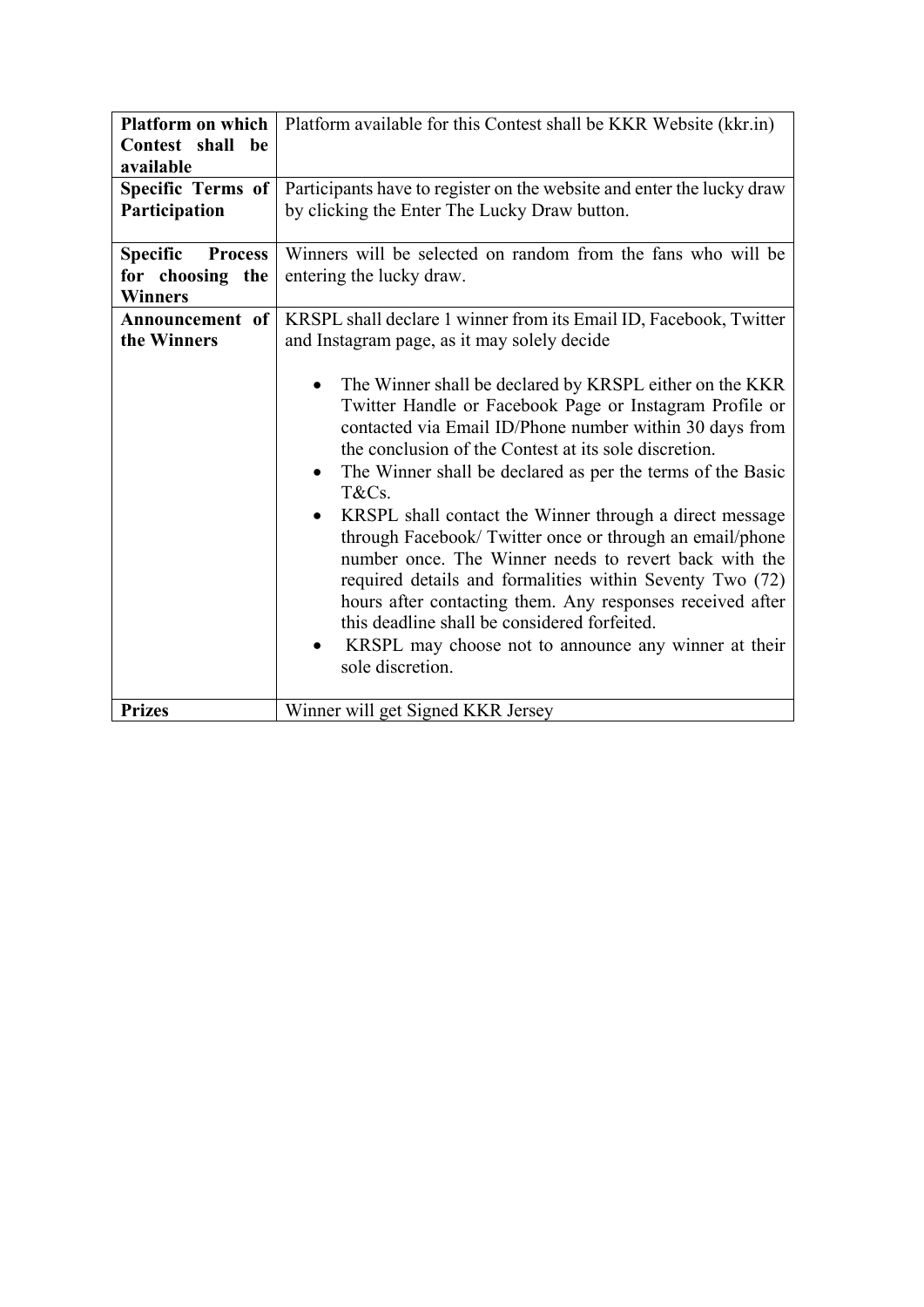| | |
|---|---|
| **Platform on which Contest shall be available** | Platform available for this Contest shall be KKR Website (kkr.in) |
| **Specific Terms of Participation** | Participants have to register on the website and enter the lucky draw by clicking the Enter The Lucky Draw button. |
| **Specific Process for choosing the Winners** | Winners will be selected on random from the fans who will be entering the lucky draw. |
| **Announcement of the Winners** | KRSPL shall declare 1 winner from its Email ID, Facebook, Twitter and Instagram page, as it may solely decide<br><br>• The Winner shall be declared by KRSPL either on the KKR Twitter Handle or Facebook Page or Instagram Profile or contacted via Email ID/Phone number within 30 days from the conclusion of the Contest at its sole discretion.<br>• The Winner shall be declared as per the terms of the Basic T&Cs.<br>• KRSPL shall contact the Winner through a direct message through Facebook/ Twitter once or through an email/phone number once. The Winner needs to revert back with the required details and formalities within Seventy Two (72) hours after contacting them. Any responses received after this deadline shall be considered forfeited.<br>• KRSPL may choose not to announce any winner at their sole discretion. |
| **Prizes** | Winner will get Signed KKR Jersey |